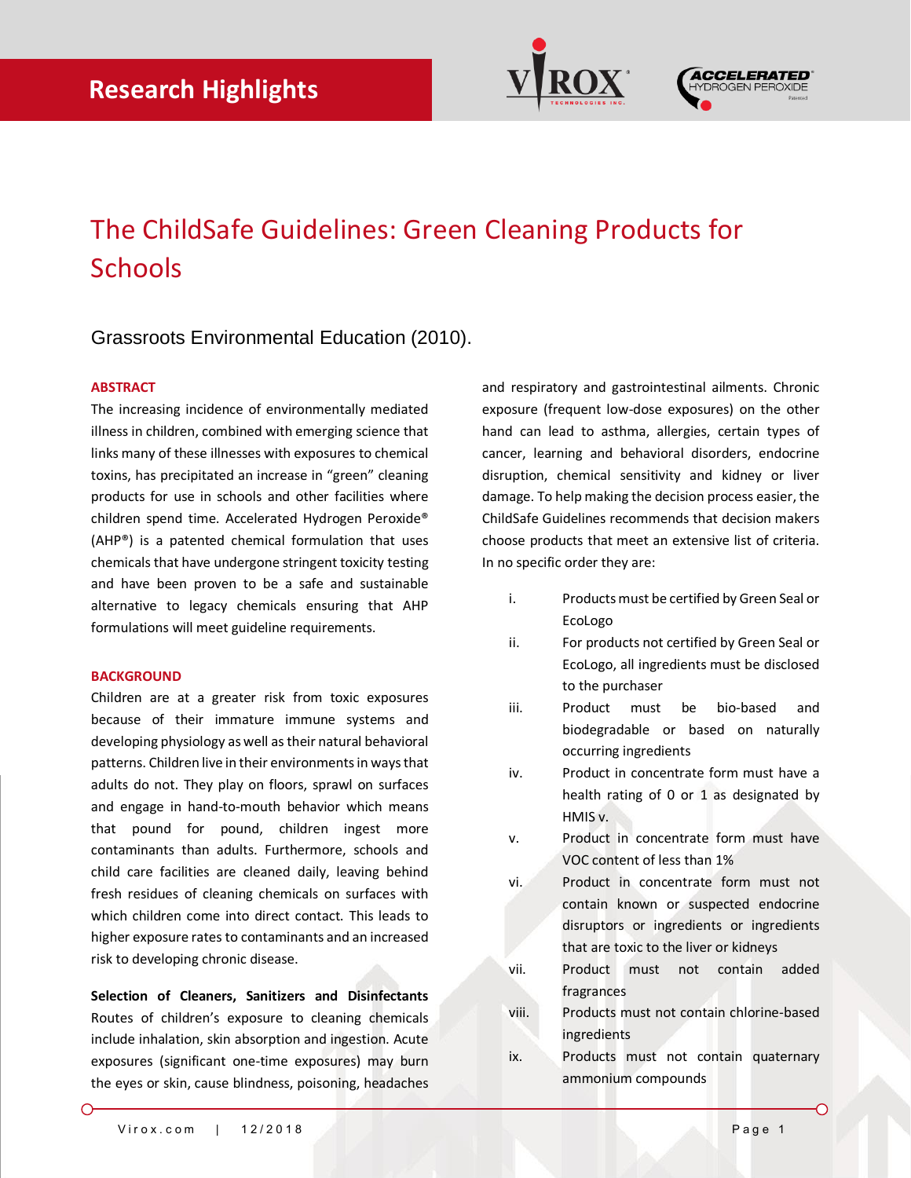Research Highlights

# The ChildSafe Guidelines: Green Cleaning Products for Schools

Grassroots Environmental Education (2010).

## ABSTRACT

The increasing incidence of environmentally mediated illness in children, combined with emerging science that links many of these illnesses with exposures to chemical toxins, has precipitated an increase in "green" cleaning products for use in schools and other facilities where children spend time. Accelerated Hydrogen Peroxide® (AHP®) is a patented chemical formulation that uses chemicals that have undergone stringent toxicity testing and have been proven to be a safe and sustainable alternative to legacy chemicals ensuring that AHP formulations will meet guideline requirements.

## BACKGROUND

Children are at a greater risk from toxic exposures because of their immature immune systems and developing physiology as well as their natural behavioral patterns. Children live in their environments in ways that adults do not. They play on floors, sprawl on surfaces and engage in hand-to-mouth behavior which means that pound for pound, children ingest more contaminants than adults. Furthermore, schools and child care facilities are cleaned daily, leaving behind fresh residues of cleaning chemicals on surfaces with which children come into direct contact. This leads to higher exposure rates to contaminants and an increased risk to developing chronic disease.

**Selection of Cleaners, Sanitizers and Disinfectants**

Routes of children's exposure to cleaning chemicals include inhalation, skin absorption and ingestion. Acute exposures (significant one-time exposures) may burn the eyes or skin, cause blindness, poisoning, headaches and respiratory and gastrointestinal ailments. Chronic exposure (frequent low-dose exposures) on the other hand can lead to asthma, allergies, certain types of cancer, learning and behavioral disorders, endocrine disruption, chemical sensitivity and kidney or liver damage. To help making the decision process easier, the ChildSafe Guidelines recommends that decision makers choose products that meet an extensive list of criteria. In no specific order they are:

i. Products must be certified by Green Seal or EcoLogo

ii. For products not certified by Green Seal or EcoLogo, all ingredients must be disclosed to the purchaser

iii. Product must be bio-based and biodegradable or based on naturally occurring ingredients

iv. Product in concentrate form must have a health rating of 0 or 1 as designated by HMIS v.

v. Product in concentrate form must have VOC content of less than 1%

vi. Product in concentrate form must not contain known or suspected endocrine disruptors or ingredients or ingredients that are toxic to the liver or kidneys

vii. Product must not contain added fragrances

viii. Products must not contain chlorine-based ingredients

ix. Products must not contain quaternary ammonium compounds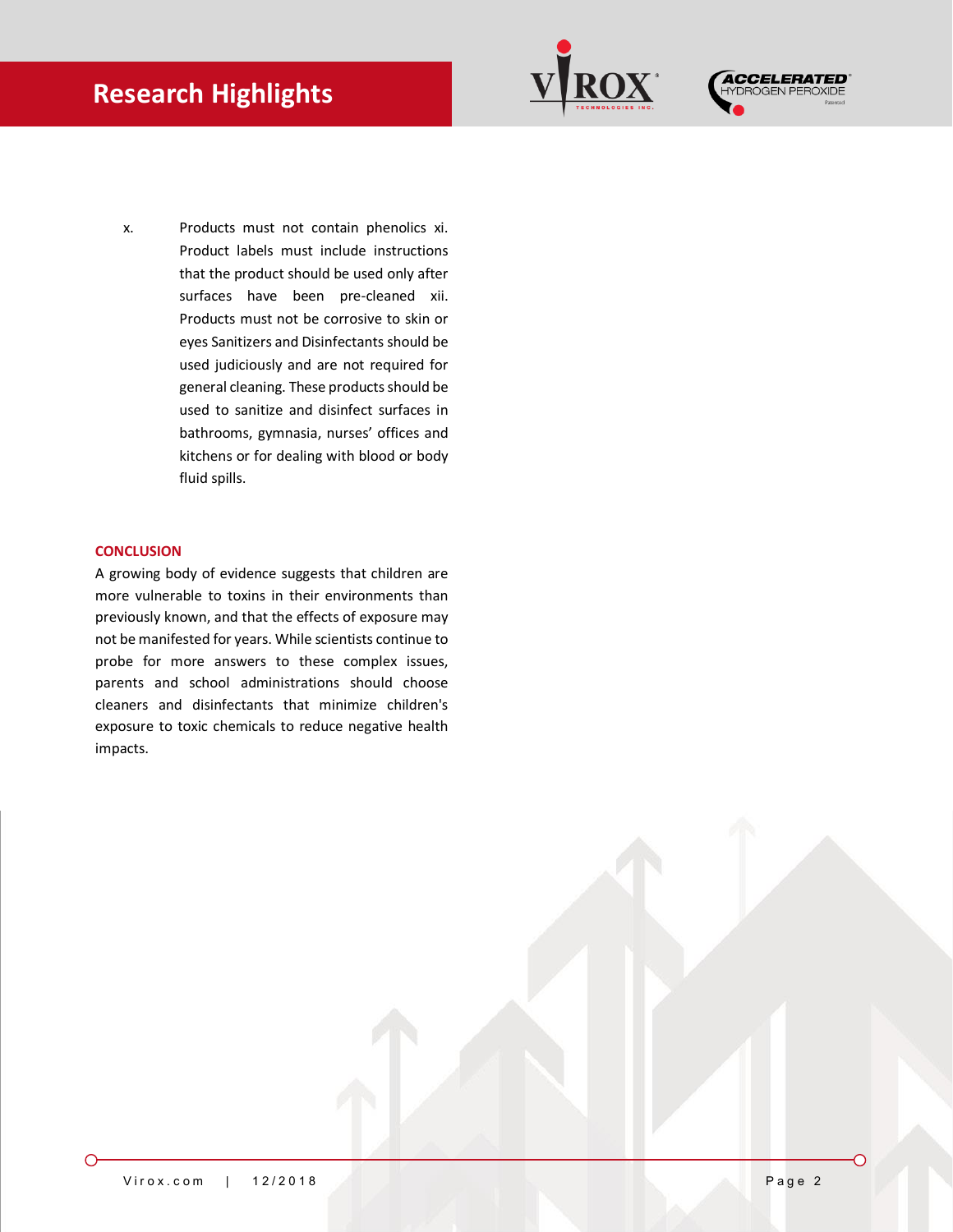x. Products must not contain phenolics xi. Product labels must include instructions that the product should be used only after surfaces have been pre-cleaned xii. Products must not be corrosive to skin or eyes Sanitizers and Disinfectants should be used judiciously and are not required for general cleaning. These products should be used to sanitize and disinfect surfaces in bathrooms, gymnasia, nurses' offices and kitchens or for dealing with blood or body fluid spills.

## CONCLUSION

A growing body of evidence suggests that children are more vulnerable to toxins in their environments than previously known, and that the effects of exposure may not be manifested for years. While scientists continue to probe for more answers to these complex issues, parents and school administrations should choose cleaners and disinfectants that minimize children's exposure to toxic chemicals to reduce negative health impacts.